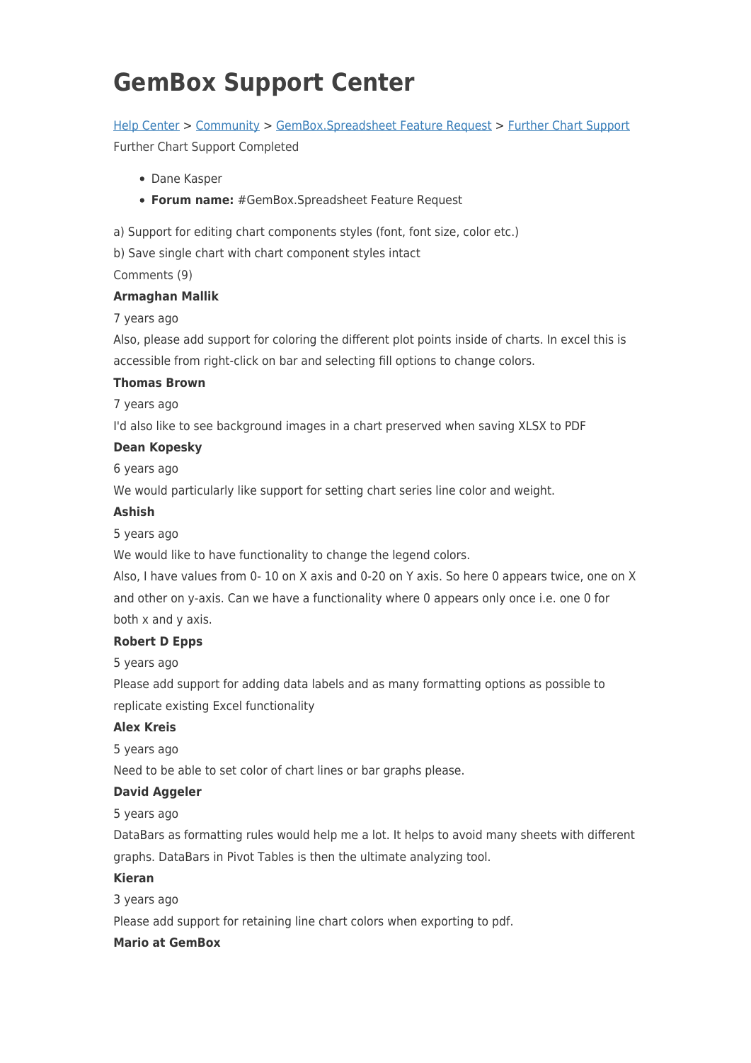# GemBox Support Center

[Help Center](#) > [Community](#) > [GemBox.Spreadsheet Feature Request](#) > [Further Chart Support](#)

Further Chart Support Completed

- Dane Kasper
- **Forum name:** #GemBox.Spreadsheet Feature Request

a) Support for editing chart components styles (font, font size, color etc.)

b) Save single chart with chart component styles intact

Comments (9)

**Armaghan Mallik**

7 years ago

Also, please add support for coloring the different plot points inside of charts. In excel this is accessible from right-click on bar and selecting fill options to change colors.

**Thomas Brown**

7 years ago

I'd also like to see background images in a chart preserved when saving XLSX to PDF

**Dean Kopesky**

6 years ago

We would particularly like support for setting chart series line color and weight.

**Ashish**

5 years ago

We would like to have functionality to change the legend colors.

Also, I have values from 0- 10 on X axis and 0-20 on Y axis. So here 0 appears twice, one on X and other on y-axis. Can we have a functionality where 0 appears only once i.e. one 0 for both x and y axis.

**Robert D Epps**

5 years ago

Please add support for adding data labels and as many formatting options as possible to replicate existing Excel functionality

**Alex Kreis**

5 years ago

Need to be able to set color of chart lines or bar graphs please.

**David Aggeler**

5 years ago

DataBars as formatting rules would help me a lot. It helps to avoid many sheets with different graphs. DataBars in Pivot Tables is then the ultimate analyzing tool.

**Kieran**

3 years ago

Please add support for retaining line chart colors when exporting to pdf.

**Mario at GemBox**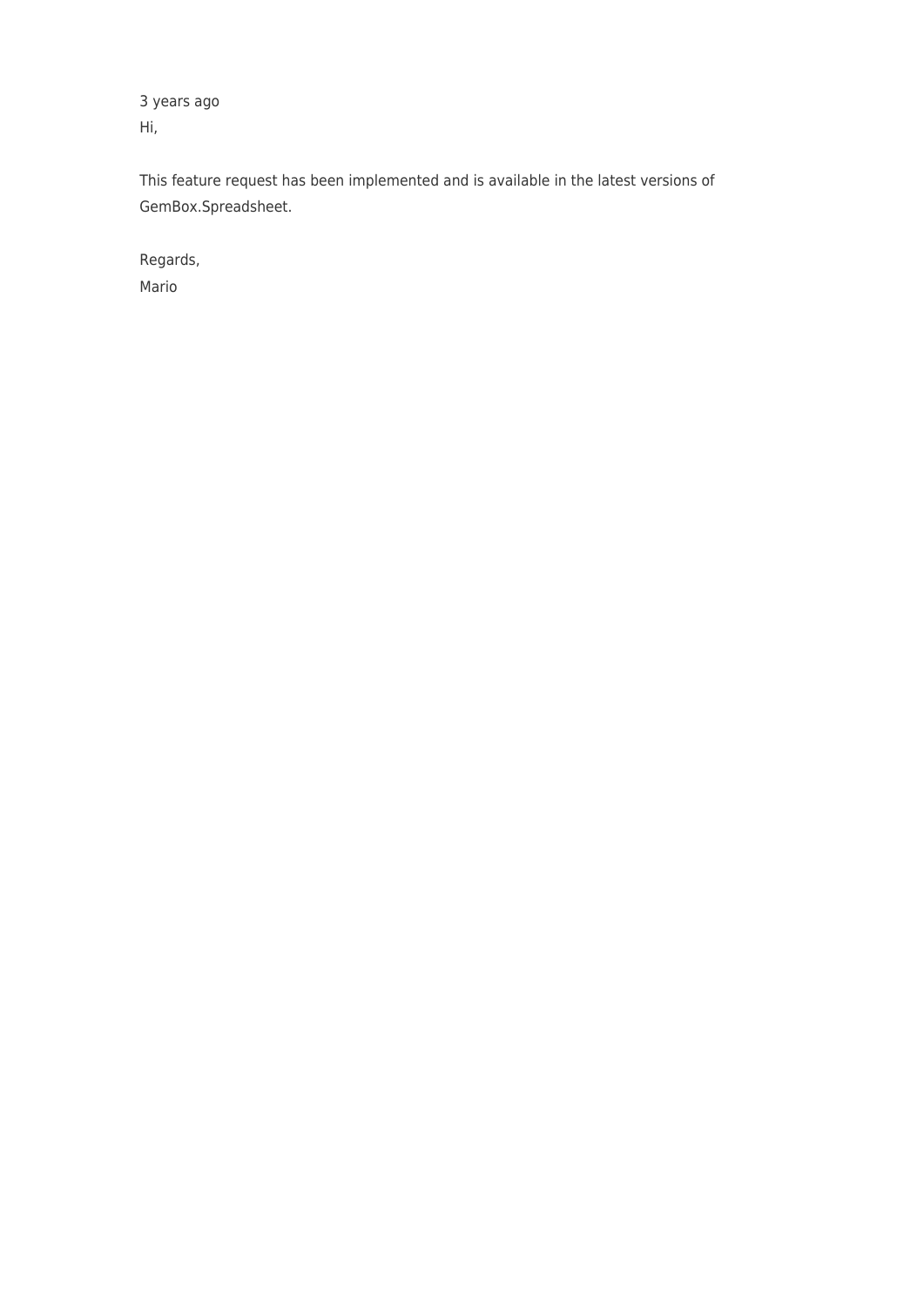3 years ago

Hi,

This feature request has been implemented and is available in the latest versions of GemBox.Spreadsheet.

Regards,
Mario